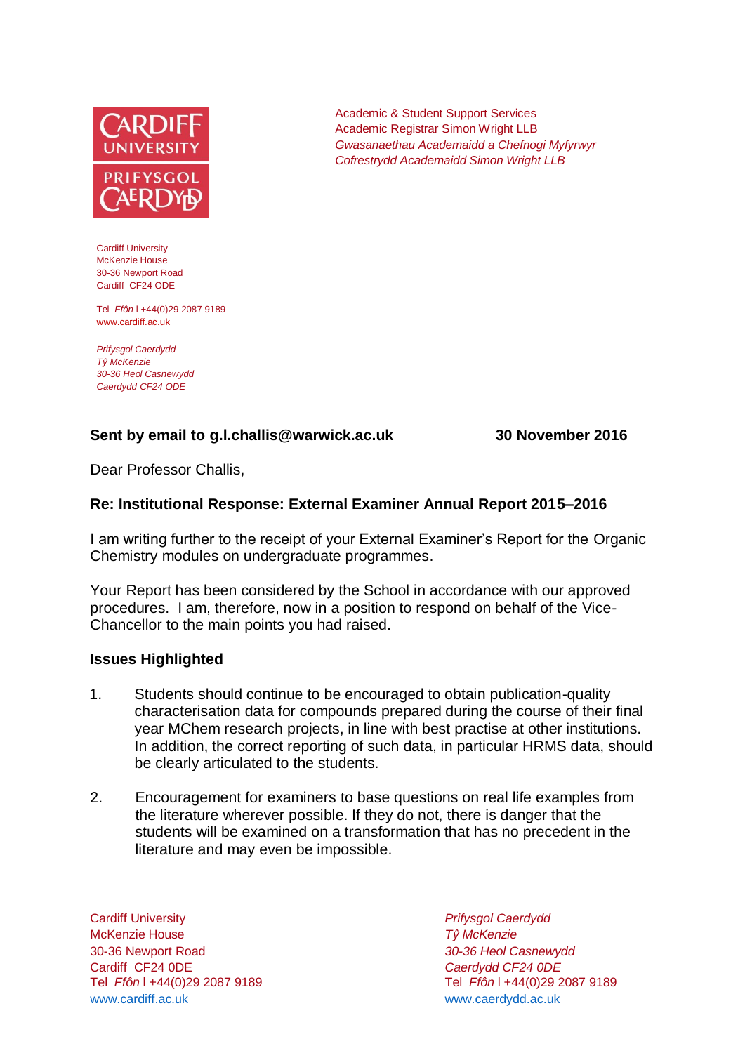Academic & Student Support Services
Academic Registrar Simon Wright LLB
*Gwasanaethau Academaidd a Chefnogi Myfyrwyr*
*Cofrestrydd Academaidd Simon Wright LLB*

Cardiff University
McKenzie House
30-36 Newport Road
Cardiff CF24 ODE

Tel *Ffôn* l +44(0)29 2087 9189
www.cardiff.ac.uk

*Prifysgol Caerdydd*
*Tŷ McKenzie*
*30-36 Heol Casnewydd*
*Caerdydd CF24 ODE*

**Sent by email to g.l.challis@warwick.ac.uk** **30 November 2016**

Dear Professor Challis,

**Re: Institutional Response: External Examiner Annual Report 2015–2016**

I am writing further to the receipt of your External Examiner's Report for the Organic Chemistry modules on undergraduate programmes.

Your Report has been considered by the School in accordance with our approved procedures. I am, therefore, now in a position to respond on behalf of the Vice-Chancellor to the main points you had raised.

**Issues Highlighted**

1. Students should continue to be encouraged to obtain publication-quality characterisation data for compounds prepared during the course of their final year MChem research projects, in line with best practise at other institutions. In addition, the correct reporting of such data, in particular HRMS data, should be clearly articulated to the students.

2. Encouragement for examiners to base questions on real life examples from the literature wherever possible. If they do not, there is danger that the students will be examined on a transformation that has no precedent in the literature and may even be impossible.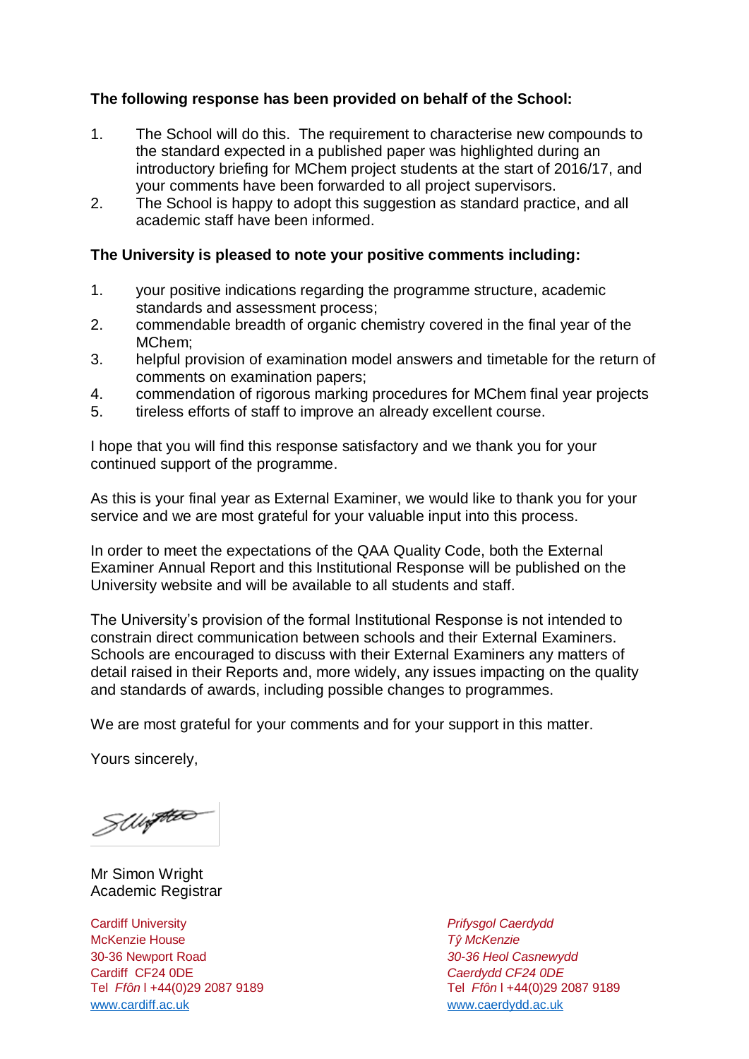**The following response has been provided on behalf of the School:**

1. The School will do this. The requirement to characterise new compounds to the standard expected in a published paper was highlighted during an introductory briefing for MChem project students at the start of 2016/17, and your comments have been forwarded to all project supervisors.
2. The School is happy to adopt this suggestion as standard practice, and all academic staff have been informed.

**The University is pleased to note your positive comments including:**

1. your positive indications regarding the programme structure, academic standards and assessment process;
2. commendable breadth of organic chemistry covered in the final year of the MChem;
3. helpful provision of examination model answers and timetable for the return of comments on examination papers;
4. commendation of rigorous marking procedures for MChem final year projects
5. tireless efforts of staff to improve an already excellent course.

I hope that you will find this response satisfactory and we thank you for your continued support of the programme.

As this is your final year as External Examiner, we would like to thank you for your service and we are most grateful for your valuable input into this process.

In order to meet the expectations of the QAA Quality Code, both the External Examiner Annual Report and this Institutional Response will be published on the University website and will be available to all students and staff.

The University's provision of the formal Institutional Response is not intended to constrain direct communication between schools and their External Examiners. Schools are encouraged to discuss with their External Examiners any matters of detail raised in their Reports and, more widely, any issues impacting on the quality and standards of awards, including possible changes to programmes.

We are most grateful for your comments and for your support in this matter.

Yours sincerely,

Mr Simon Wright
Academic Registrar

Cardiff University
McKenzie House
30-36 Newport Road
Cardiff CF24 0DE
Tel *Ffôn* l +44(0)29 2087 9189
www.cardiff.ac.uk

*Prifysgol Caerdydd*
*Tŷ McKenzie*
*30-36 Heol Casnewydd*
*Caerdydd CF24 0DE*
Tel *Ffôn* l +44(0)29 2087 9189
www.caerdydd.ac.uk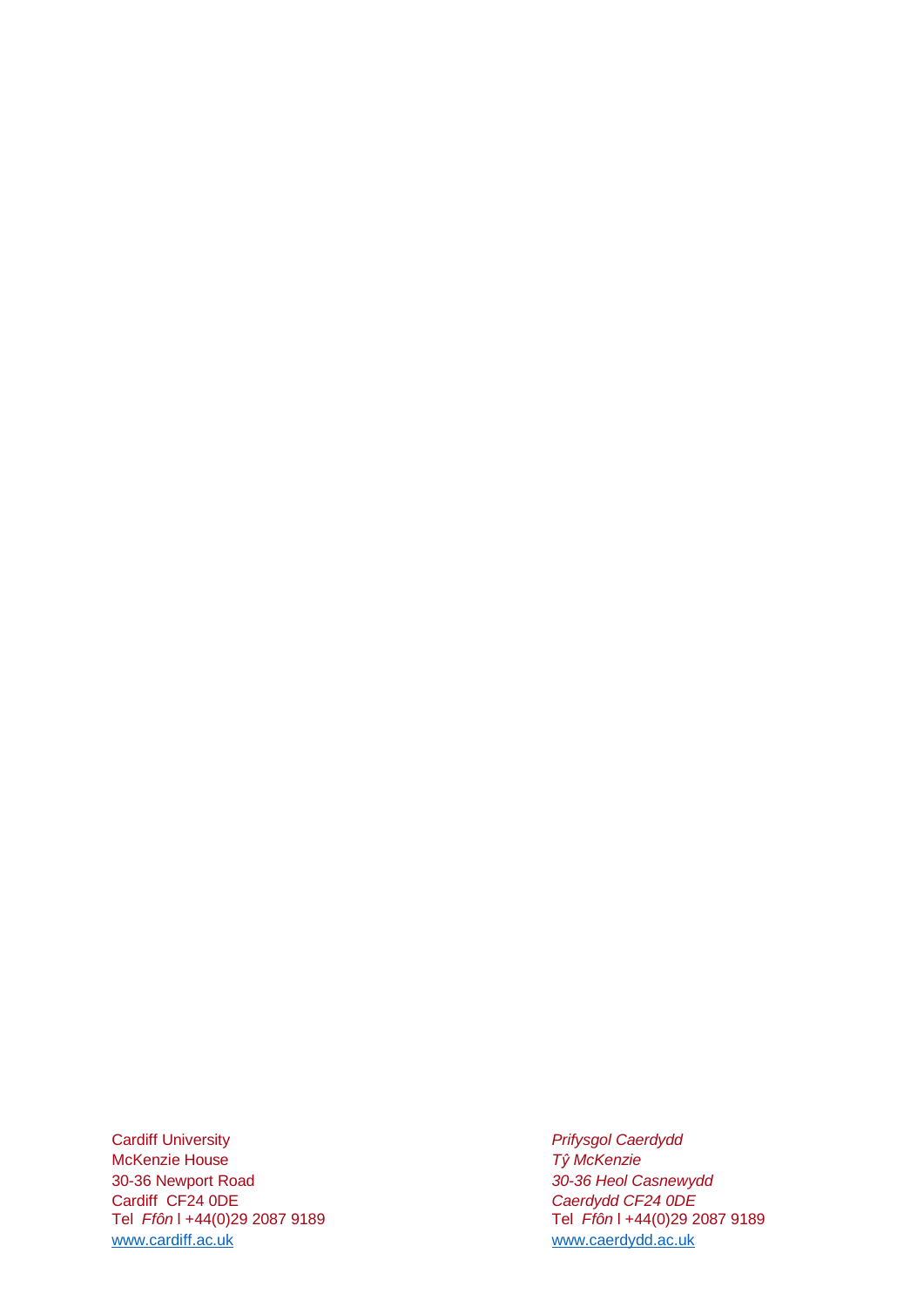Cardiff University
McKenzie House
30-36 Newport Road
Cardiff CF24 0DE
Tel *Ffôn* l +44(0)29 2087 9189
www.cardiff.ac.uk

*Prifysgol Caerdydd*
*Tŷ McKenzie*
*30-36 Heol Casnewydd*
*Caerdydd CF24 0DE*
Tel *Ffôn* l +44(0)29 2087 9189
www.caerdydd.ac.uk